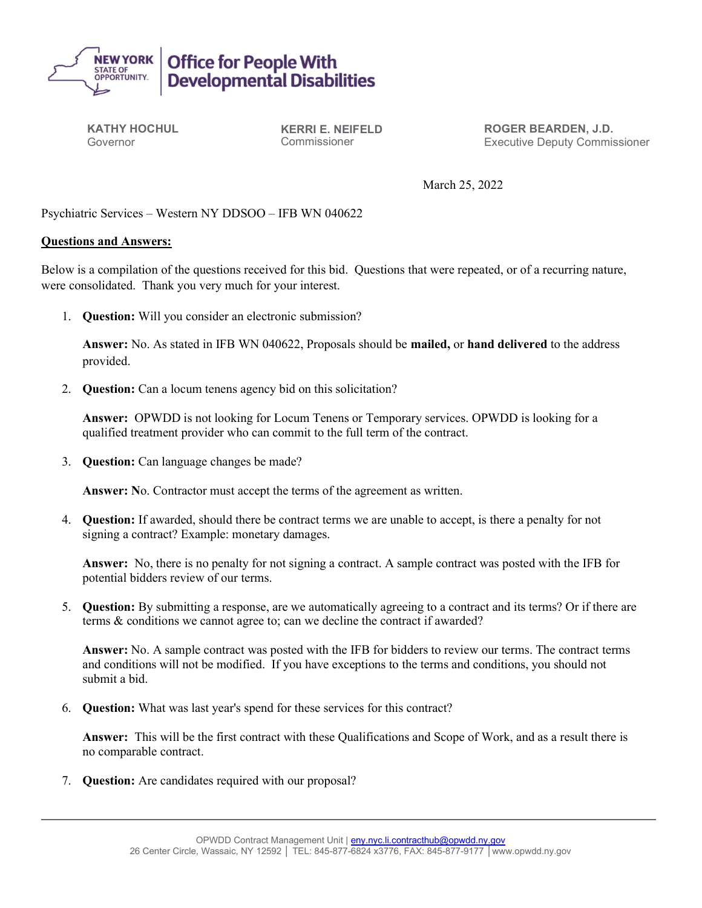**NEW YORK STATE OF OPPORTUNITY.** | **Office for People With Developmental Disabilities**

**KATHY HOCHUL**
Governor

**KERRI E. NEIFELD**
Commissioner

**ROGER BEARDEN, J.D.**
Executive Deputy Commissioner

March 25, 2022

Psychiatric Services – Western NY DDSOO – IFB WN 040622

**Questions and Answers:**

Below is a compilation of the questions received for this bid. Questions that were repeated, or of a recurring nature, were consolidated. Thank you very much for your interest.

1. **Question:** Will you consider an electronic submission?

   **Answer:** No. As stated in IFB WN 040622, Proposals should be **mailed,** or **hand delivered** to the address provided.

2. **Question:** Can a locum tenens agency bid on this solicitation?

   **Answer:** OPWDD is not looking for Locum Tenens or Temporary services. OPWDD is looking for a qualified treatment provider who can commit to the full term of the contract.

3. **Question:** Can language changes be made?

   **Answer: N**o. Contractor must accept the terms of the agreement as written.

4. **Question:** If awarded, should there be contract terms we are unable to accept, is there a penalty for not signing a contract? Example: monetary damages.

   **Answer:** No, there is no penalty for not signing a contract. A sample contract was posted with the IFB for potential bidders review of our terms.

5. **Question:** By submitting a response, are we automatically agreeing to a contract and its terms? Or if there are terms & conditions we cannot agree to; can we decline the contract if awarded?

   **Answer:** No. A sample contract was posted with the IFB for bidders to review our terms. The contract terms and conditions will not be modified. If you have exceptions to the terms and conditions, you should not submit a bid.

6. **Question:** What was last year's spend for these services for this contract?

   **Answer:** This will be the first contract with these Qualifications and Scope of Work, and as a result there is no comparable contract.

7. **Question:** Are candidates required with our proposal?

OPWDD Contract Management Unit | eny.nyc.li.contracthub@opwdd.ny.gov
26 Center Circle, Wassaic, NY 12592 | TEL: 845-877-6824 x3776, FAX: 845-877-9177 | www.opwdd.ny.gov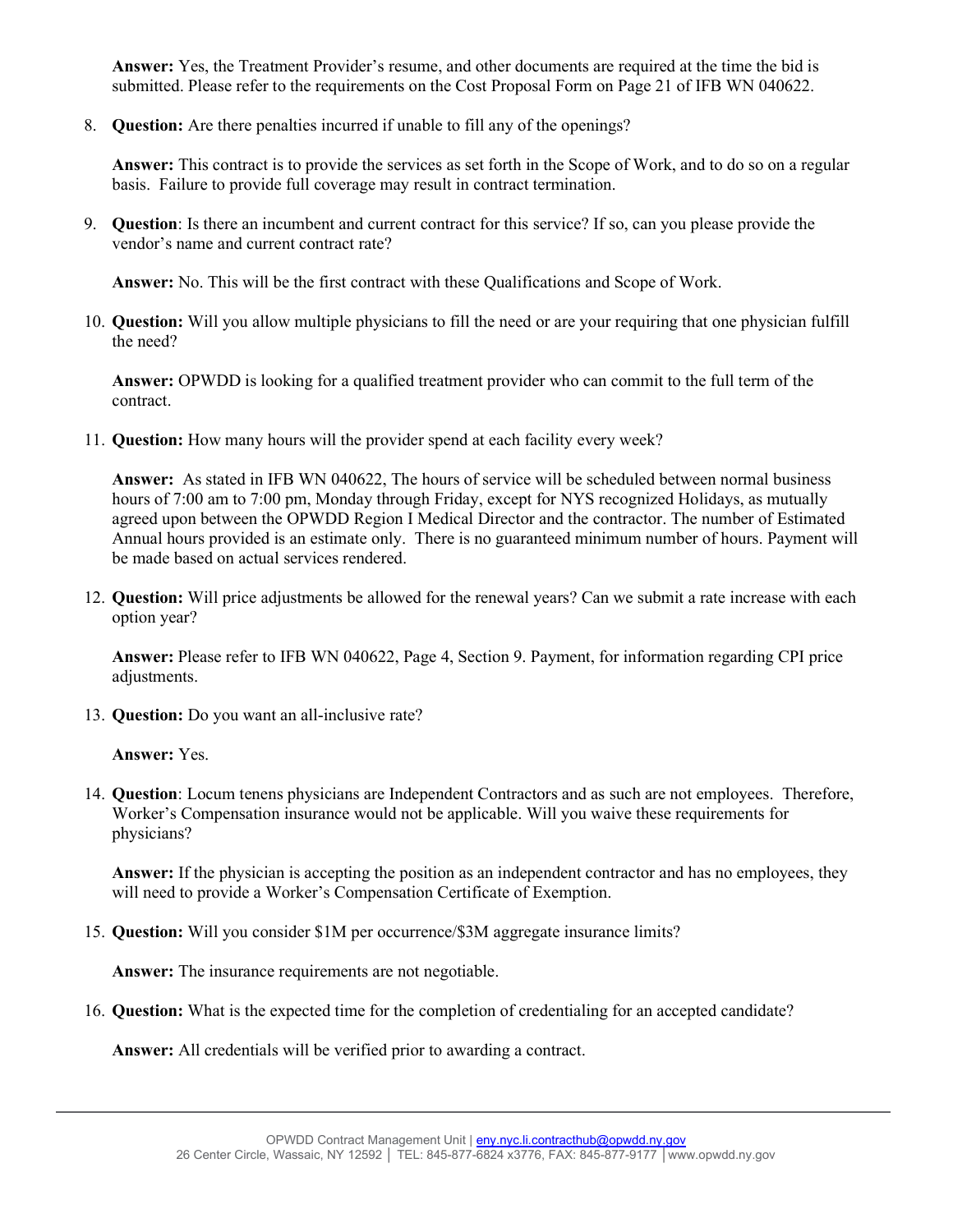**Answer:** Yes, the Treatment Provider's resume, and other documents are required at the time the bid is submitted. Please refer to the requirements on the Cost Proposal Form on Page 21 of IFB WN 040622.

8. **Question:** Are there penalties incurred if unable to fill any of the openings?

   **Answer:** This contract is to provide the services as set forth in the Scope of Work, and to do so on a regular basis. Failure to provide full coverage may result in contract termination.

9. **Question**: Is there an incumbent and current contract for this service? If so, can you please provide the vendor's name and current contract rate?

   **Answer:** No. This will be the first contract with these Qualifications and Scope of Work.

10. **Question:** Will you allow multiple physicians to fill the need or are your requiring that one physician fulfill the need?

    **Answer:** OPWDD is looking for a qualified treatment provider who can commit to the full term of the contract.

11. **Question:** How many hours will the provider spend at each facility every week?

    **Answer:** As stated in IFB WN 040622, The hours of service will be scheduled between normal business hours of 7:00 am to 7:00 pm, Monday through Friday, except for NYS recognized Holidays, as mutually agreed upon between the OPWDD Region I Medical Director and the contractor. The number of Estimated Annual hours provided is an estimate only. There is no guaranteed minimum number of hours. Payment will be made based on actual services rendered.

12. **Question:** Will price adjustments be allowed for the renewal years? Can we submit a rate increase with each option year?

    **Answer:** Please refer to IFB WN 040622, Page 4, Section 9. Payment, for information regarding CPI price adjustments.

13. **Question:** Do you want an all-inclusive rate?

    **Answer:** Yes.

14. **Question**: Locum tenens physicians are Independent Contractors and as such are not employees. Therefore, Worker's Compensation insurance would not be applicable. Will you waive these requirements for physicians?

    **Answer:** If the physician is accepting the position as an independent contractor and has no employees, they will need to provide a Worker's Compensation Certificate of Exemption.

15. **Question:** Will you consider \$1M per occurrence/\$3M aggregate insurance limits?

    **Answer:** The insurance requirements are not negotiable.

16. **Question:** What is the expected time for the completion of credentialing for an accepted candidate?

    **Answer:** All credentials will be verified prior to awarding a contract.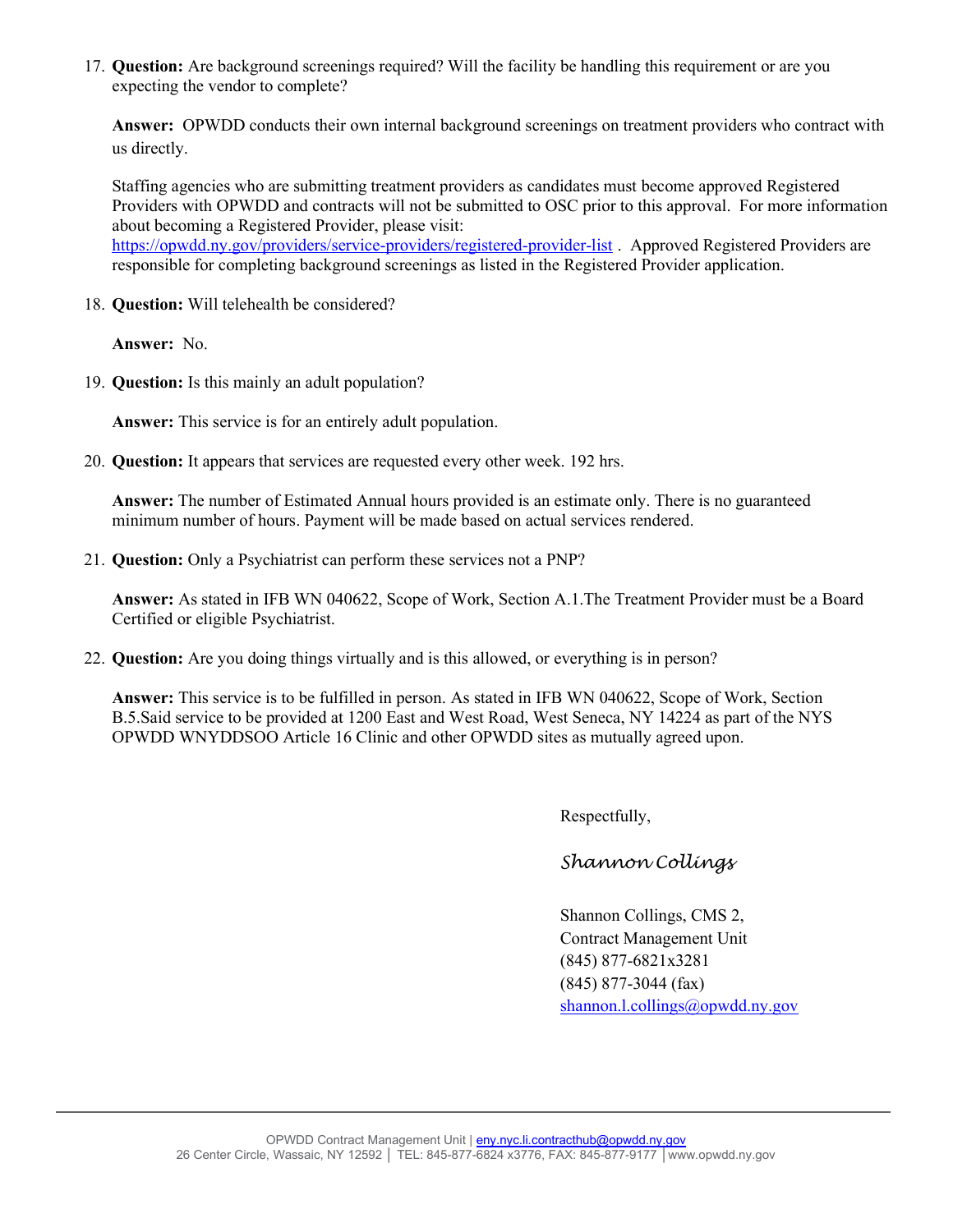17. **Question:** Are background screenings required? Will the facility be handling this requirement or are you expecting the vendor to complete?

    **Answer:** OPWDD conducts their own internal background screenings on treatment providers who contract with us directly.

    Staffing agencies who are submitting treatment providers as candidates must become approved Registered Providers with OPWDD and contracts will not be submitted to OSC prior to this approval. For more information about becoming a Registered Provider, please visit: https://opwdd.ny.gov/providers/service-providers/registered-provider-list . Approved Registered Providers are responsible for completing background screenings as listed in the Registered Provider application.

18. **Question:** Will telehealth be considered?

    **Answer:** No.

19. **Question:** Is this mainly an adult population?

    **Answer:** This service is for an entirely adult population.

20. **Question:** It appears that services are requested every other week. 192 hrs.

    **Answer:** The number of Estimated Annual hours provided is an estimate only. There is no guaranteed minimum number of hours. Payment will be made based on actual services rendered.

21. **Question:** Only a Psychiatrist can perform these services not a PNP?

    **Answer:** As stated in IFB WN 040622, Scope of Work, Section A.1.The Treatment Provider must be a Board Certified or eligible Psychiatrist.

22. **Question:** Are you doing things virtually and is this allowed, or everything is in person?

    **Answer:** This service is to be fulfilled in person. As stated in IFB WN 040622, Scope of Work, Section B.5.Said service to be provided at 1200 East and West Road, West Seneca, NY 14224 as part of the NYS OPWDD WNYDDSOO Article 16 Clinic and other OPWDD sites as mutually agreed upon.

Respectfully,

*Shannon Collings*

Shannon Collings, CMS 2,
Contract Management Unit
(845) 877-6821x3281
(845) 877-3044 (fax)
shannon.l.collings@opwdd.ny.gov

OPWDD Contract Management Unit | eny.nyc.li.contracthub@opwdd.ny.gov
26 Center Circle, Wassaic, NY 12592 | TEL: 845-877-6824 x3776, FAX: 845-877-9177 | www.opwdd.ny.gov